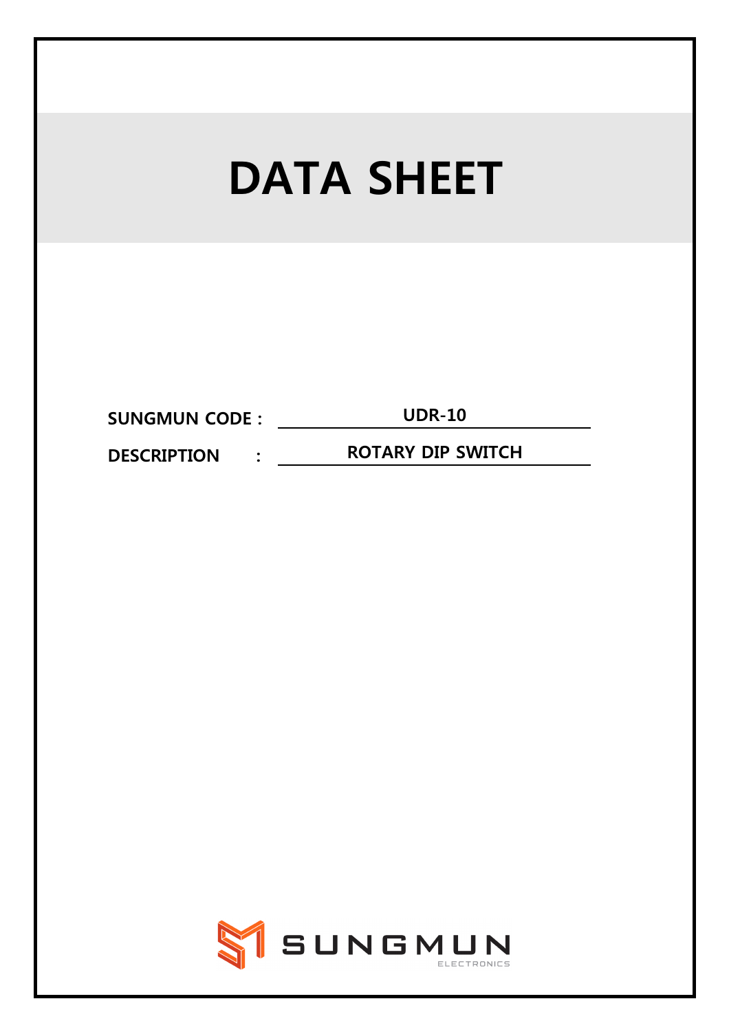# DATA SHEET

**SUNGMUN CODE :** **UDR-10**

**DESCRIPTION :** **ROTARY DIP SWITCH**

SUNGMUN ELECTRONICS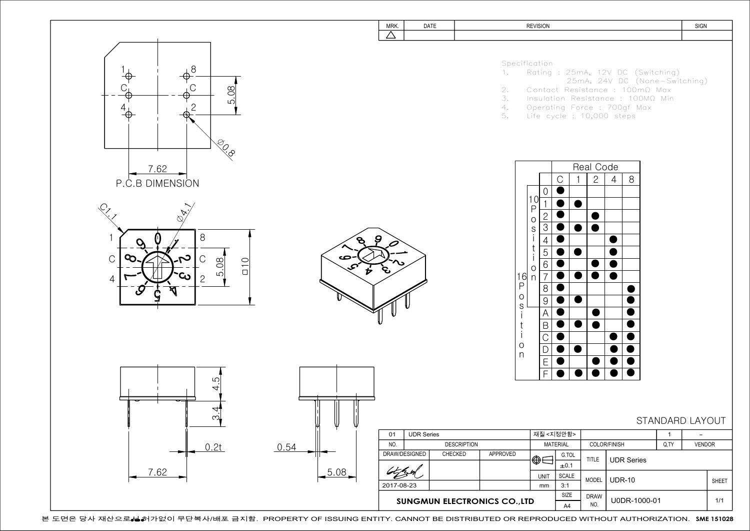| MRK. | DATE | REVISION | SIGN |
|---|---|---|---|
| △ | | | |

## Specification

1. Rating : 25mA, 12V DC (Switching)
   25mA, 24V DC (None-Switching)
2. Contact Resistance : 100mΩ Max
3. Insulation Resistance : 100MΩ Min
4. Operating Force : 700gf Max
5. Life cycle : 10,000 steps

P.C.B DIMENSION

1, 8, C, C, 4, 2

5.08

7.62

Ø0.8

C1.1

Ø4.1

□10

0.2t

0.54

4.5

3.4

### Real Code

| | | C | 1 | 2 | 4 | 8 |
|---|---|---|---|---|---|---|
| 16 Position / 10 Position | 0 | ● | | | | |
| | 1 | ● | ● | | | |
| | 2 | ● | | ● | | |
| | 3 | ● | ● | ● | | |
| | 4 | ● | | | ● | |
| | 5 | ● | ● | | ● | |
| | 6 | ● | | ● | ● | |
| | 7 | ● | ● | ● | ● | |
| | 8 | ● | | | | ● |
| | 9 | ● | ● | | | ● |
| 16 Position | A | ● | | ● | | ● |
| | B | ● | ● | ● | | ● |
| | C | ● | | | ● | ● |
| | D | ● | ● | | ● | ● |
| | E | ● | | ● | ● | ● |
| | F | ● | ● | ● | ● | ● |

STANDARD LAYOUT

| NO. | DESCRIPTION | MATERIAL | COLOR/FINISH | Q,TY | VENDOR |
|---|---|---|---|---|---|
| 01 | UDR Series | 재질<지정안함> | | 1 | - |

| DRAW/DESIGNED | CHECKED | APPROVED | | G.TOL | TITLE | UDR Series | |
|---|---|---|---|---|---|---|---|
| | | | | ±0.1 | | | |
| | | | UNIT | SCALE | MODEL | UDR-10 | SHEET |
| 2017-08-23 | | | mm | 3:1 | | | |
| SUNGMUN ELECTRONICS CO.,LTD | | | | SIZE A4 | DRAW NO. | U0DR-1000-01 | 1/1 |

본 도면은 당사 재산으로서 허가없이 무단복사/배포 금지함. PROPERTY OF ISSUING ENTITY. CANNOT BE DISTRIBUTED OR REPRODUCED WITHOUT AUTHORIZATION. SME 151028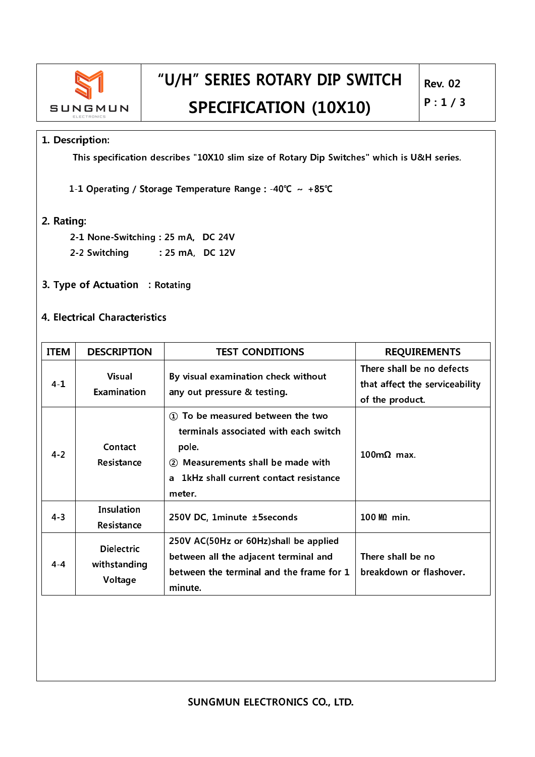# "U/H" SERIES ROTARY DIP SWITCH SPECIFICATION (10X10)

Rev. 02

## 1. Description:

This specification describes "10X10 slim size of Rotary Dip Switches" which is U&H series.

1-1 Operating / Storage Temperature Range : -40℃ ~ +85℃

## 2. Rating:

2-1 None-Switching : 25 mA, DC 24V

2-2 Switching : 25 mA, DC 12V

## 3. Type of Actuation : Rotating

## 4. Electrical Characteristics

| ITEM | DESCRIPTION | TEST CONDITIONS | REQUIREMENTS |
|---|---|---|---|
| 4-1 | Visual Examination | By visual examination check without any out pressure & testing. | There shall be no defects that affect the serviceability of the product. |
| 4-2 | Contact Resistance | ① To be measured between the two terminals associated with each switch pole. ② Measurements shall be made with a 1kHz shall current contact resistance meter. | 100mΩ max. |
| 4-3 | Insulation Resistance | 250V DC, 1minute ±5seconds | 100 MΩ min. |
| 4-4 | Dielectric withstanding Voltage | 250V AC(50Hz or 60Hz)shall be applied between all the adjacent terminal and between the terminal and the frame for 1 minute. | There shall be no breakdown or flashover. |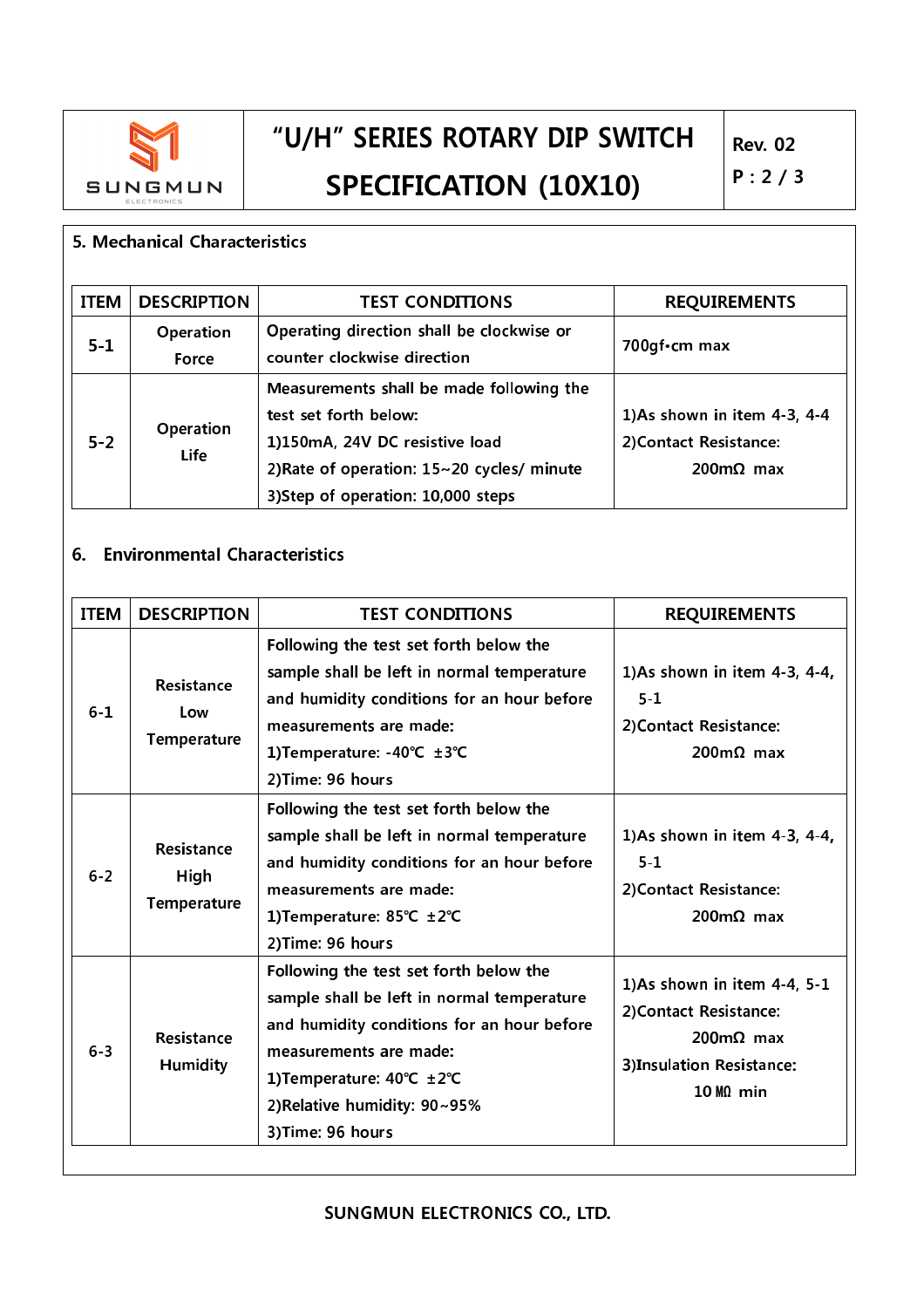## 5. Mechanical Characteristics

| ITEM | DESCRIPTION | TEST CONDITIONS | REQUIREMENTS |
|---|---|---|---|
| 5-1 | Operation Force | Operating direction shall be clockwise or counter clockwise direction | 700gf•cm max |
| 5-2 | Operation Life | Measurements shall be made following the test set forth below:<br>1)150mA, 24V DC resistive load<br>2)Rate of operation: 15~20 cycles/ minute<br>3)Step of operation: 10,000 steps | 1)As shown in item 4-3, 4-4<br>2)Contact Resistance: 200mΩ max |

## 6. Environmental Characteristics

| ITEM | DESCRIPTION | TEST CONDITIONS | REQUIREMENTS |
|---|---|---|---|
| 6-1 | Resistance Low Temperature | Following the test set forth below the sample shall be left in normal temperature and humidity conditions for an hour before measurements are made:<br>1)Temperature: -40℃ ±3℃<br>2)Time: 96 hours | 1)As shown in item 4-3, 4-4, 5-1<br>2)Contact Resistance: 200mΩ max |
| 6-2 | Resistance High Temperature | Following the test set forth below the sample shall be left in normal temperature and humidity conditions for an hour before measurements are made:<br>1)Temperature: 85℃ ±2℃<br>2)Time: 96 hours | 1)As shown in item 4-3, 4-4, 5-1<br>2)Contact Resistance: 200mΩ max |
| 6-3 | Resistance Humidity | Following the test set forth below the sample shall be left in normal temperature and humidity conditions for an hour before measurements are made:<br>1)Temperature: 40℃ ±2℃<br>2)Relative humidity: 90~95%<br>3)Time: 96 hours | 1)As shown in item 4-4, 5-1<br>2)Contact Resistance: 200mΩ max<br>3)Insulation Resistance: 10 MΩ min |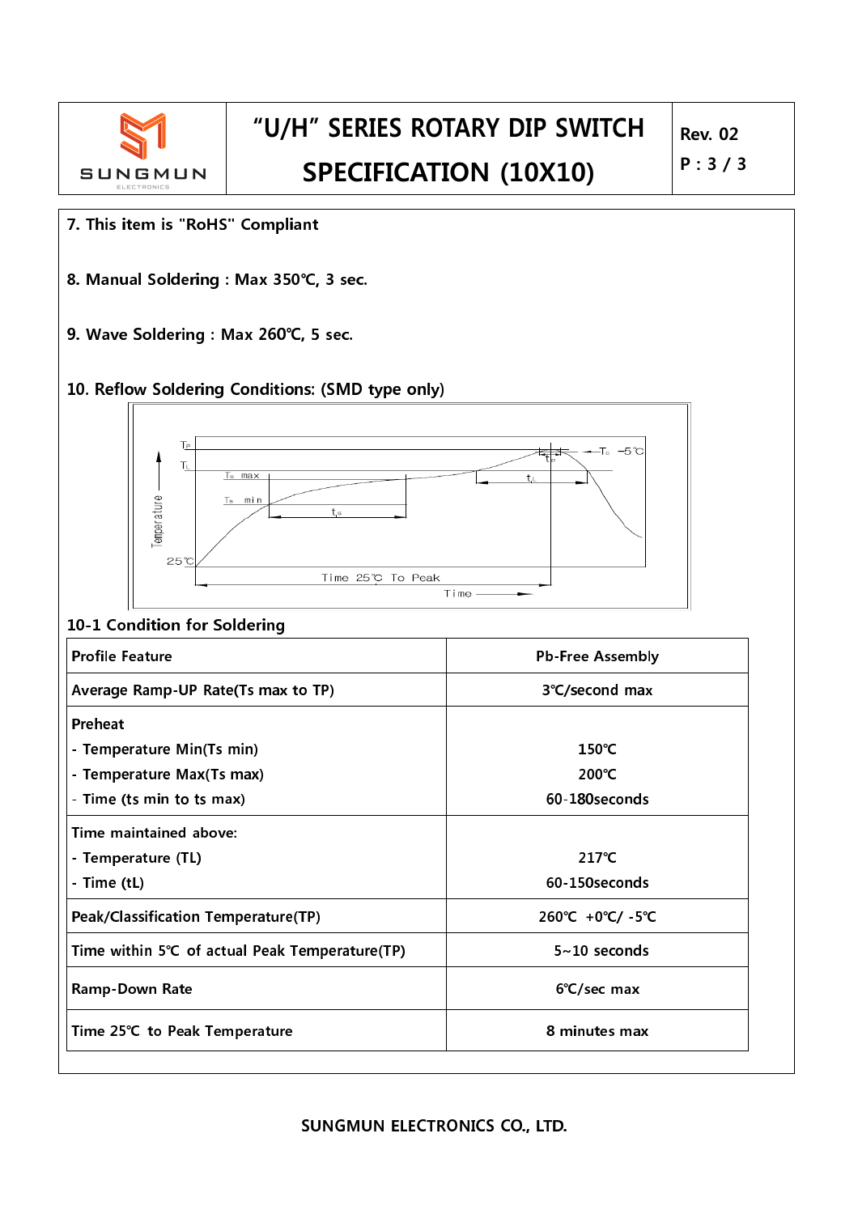7. This item is "RoHS" Compliant

8. Manual Soldering : Max 350℃, 3 sec.

9. Wave Soldering : Max 260℃, 5 sec.

10. Reflow Soldering Conditions: (SMD type only)

Tp
TL
Ts max
Ts min
ts
tp
tL
Tc -5℃
Temperature
25℃
Time 25℃ To Peak
Time

10-1 Condition for Soldering

| Profile Feature | Pb-Free Assembly |
| --- | --- |
| Average Ramp-UP Rate(Ts max to TP) | 3℃/second max |
| Preheat<br>- Temperature Min(Ts min)<br>- Temperature Max(Ts max)<br>- Time (ts min to ts max) | <br>150℃<br>200℃<br>60-180seconds |
| Time maintained above:<br>- Temperature (TL)<br>- Time (tL) | <br>217℃<br>60-150seconds |
| Peak/Classification Temperature(TP) | 260℃ +0℃/ -5℃ |
| Time within 5℃ of actual Peak Temperature(TP) | 5~10 seconds |
| Ramp-Down Rate | 6℃/sec max |
| Time 25℃ to Peak Temperature | 8 minutes max |

SUNGMUN ELECTRONICS CO., LTD.